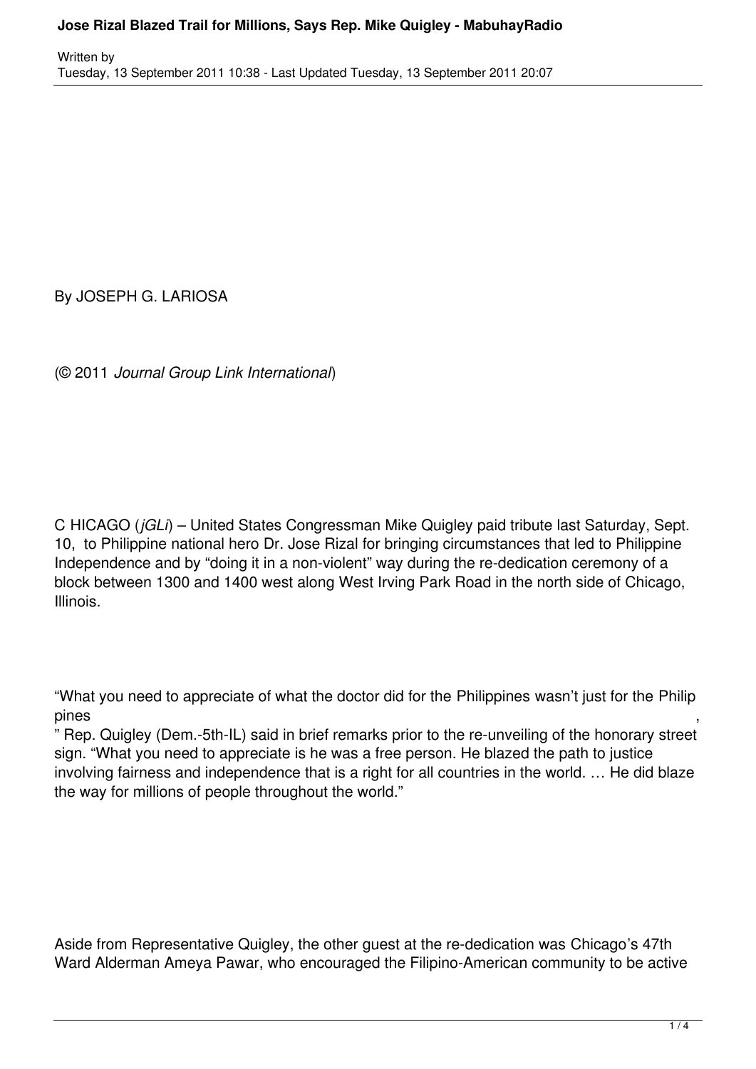# Jose Rizal Blazed Trail for Millions, Says Rep. Mike Quigley - MabuhayRadio

Written by
Tuesday, 13 September 2011 10:38 - Last Updated Tuesday, 13 September 2011 20:07

By JOSEPH G. LARIOSA

(© 2011 *Journal Group Link International*)

CHICAGO (*jGLi*) – United States Congressman Mike Quigley paid tribute last Saturday, Sept. 10, to Philippine national hero Dr. Jose Rizal for bringing circumstances that led to Philippine Independence and by "doing it in a non-violent" way during the re-dedication ceremony of a block between 1300 and 1400 west along West Irving Park Road in the north side of Chicago, Illinois.

"What you need to appreciate of what the doctor did for the Philippines wasn't just for the Philippines," Rep. Quigley (Dem.-5th-IL) said in brief remarks prior to the re-unveiling of the honorary street sign. "What you need to appreciate is he was a free person. He blazed the path to justice involving fairness and independence that is a right for all countries in the world. … He did blaze the way for millions of people throughout the world."

Aside from Representative Quigley, the other guest at the re-dedication was Chicago's 47th Ward Alderman Ameya Pawar, who encouraged the Filipino-American community to be active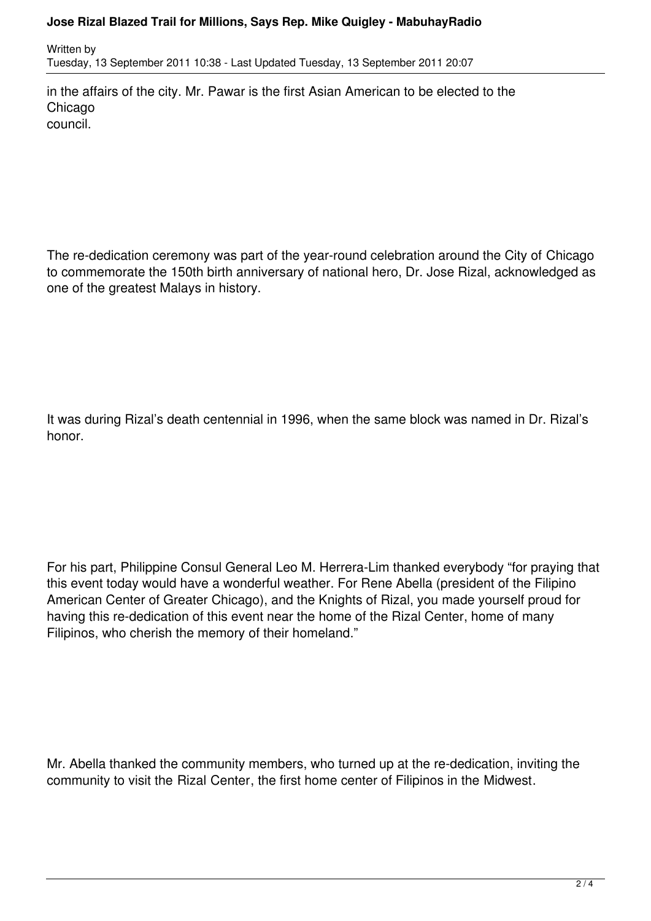in the affairs of the city. Mr. Pawar is the first Asian American to be elected to the Chicago council.

The re-dedication ceremony was part of the year-round celebration around the City of Chicago to commemorate the 150th birth anniversary of national hero, Dr. Jose Rizal, acknowledged as one of the greatest Malays in history.

It was during Rizal's death centennial in 1996, when the same block was named in Dr. Rizal's honor.

For his part, Philippine Consul General Leo M. Herrera-Lim thanked everybody "for praying that this event today would have a wonderful weather. For Rene Abella (president of the Filipino American Center of Greater Chicago), and the Knights of Rizal, you made yourself proud for having this re-dedication of this event near the home of the Rizal Center, home of many Filipinos, who cherish the memory of their homeland."

Mr. Abella thanked the community members, who turned up at the re-dedication, inviting the community to visit the Rizal Center, the first home center of Filipinos in the Midwest.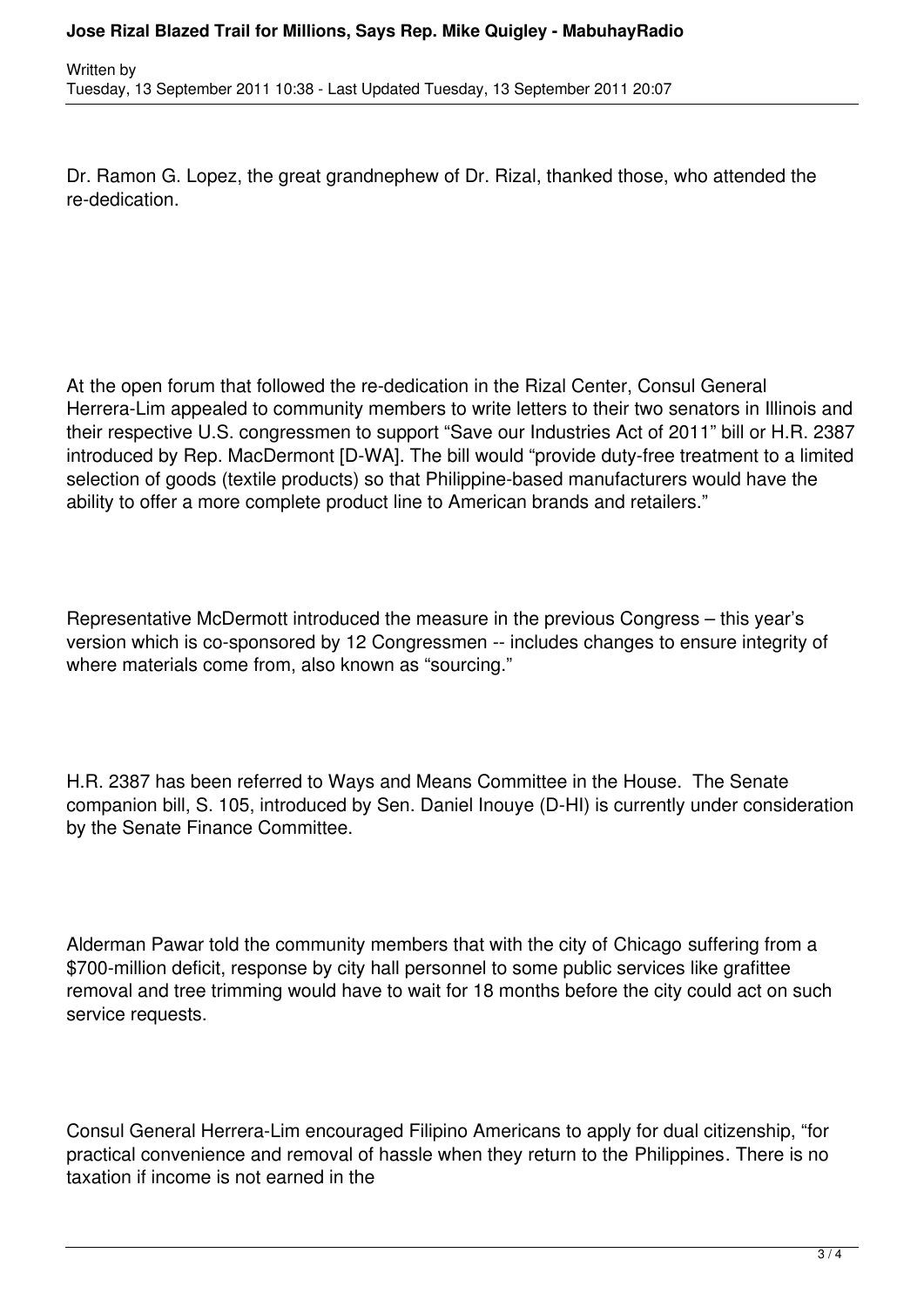Dr. Ramon G. Lopez, the great grandnephew of Dr. Rizal, thanked those, who attended the re-dedication.

At the open forum that followed the re-dedication in the Rizal Center, Consul General Herrera-Lim appealed to community members to write letters to their two senators in Illinois and their respective U.S. congressmen to support "Save our Industries Act of 2011" bill or H.R. 2387 introduced by Rep. MacDermont [D-WA]. The bill would "provide duty-free treatment to a limited selection of goods (textile products) so that Philippine-based manufacturers would have the ability to offer a more complete product line to American brands and retailers."

Representative McDermott introduced the measure in the previous Congress – this year's version which is co-sponsored by 12 Congressmen -- includes changes to ensure integrity of where materials come from, also known as "sourcing."

H.R. 2387 has been referred to Ways and Means Committee in the House. The Senate companion bill, S. 105, introduced by Sen. Daniel Inouye (D-HI) is currently under consideration by the Senate Finance Committee.

Alderman Pawar told the community members that with the city of Chicago suffering from a \$700-million deficit, response by city hall personnel to some public services like grafittee removal and tree trimming would have to wait for 18 months before the city could act on such service requests.

Consul General Herrera-Lim encouraged Filipino Americans to apply for dual citizenship, "for practical convenience and removal of hassle when they return to the Philippines. There is no taxation if income is not earned in the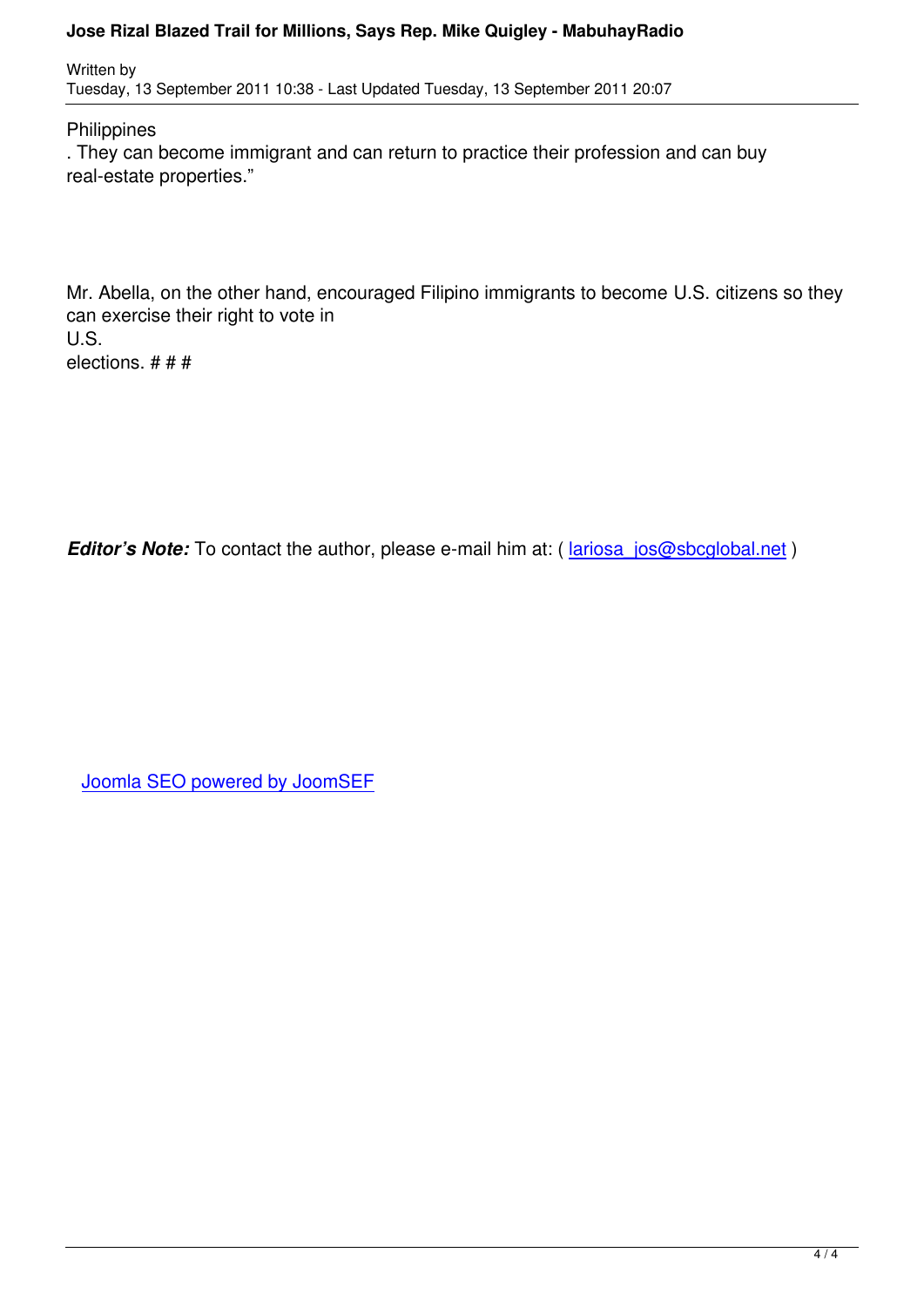Philippines. They can become immigrant and can return to practice their profession and can buy real-estate properties."

Mr. Abella, on the other hand, encouraged Filipino immigrants to become U.S. citizens so they can exercise their right to vote in U.S. elections. # # #

***Editor's Note:*** To contact the author, please e-mail him at: ( lariosa_jos@sbcglobal.net )

Joomla SEO powered by JoomSEF